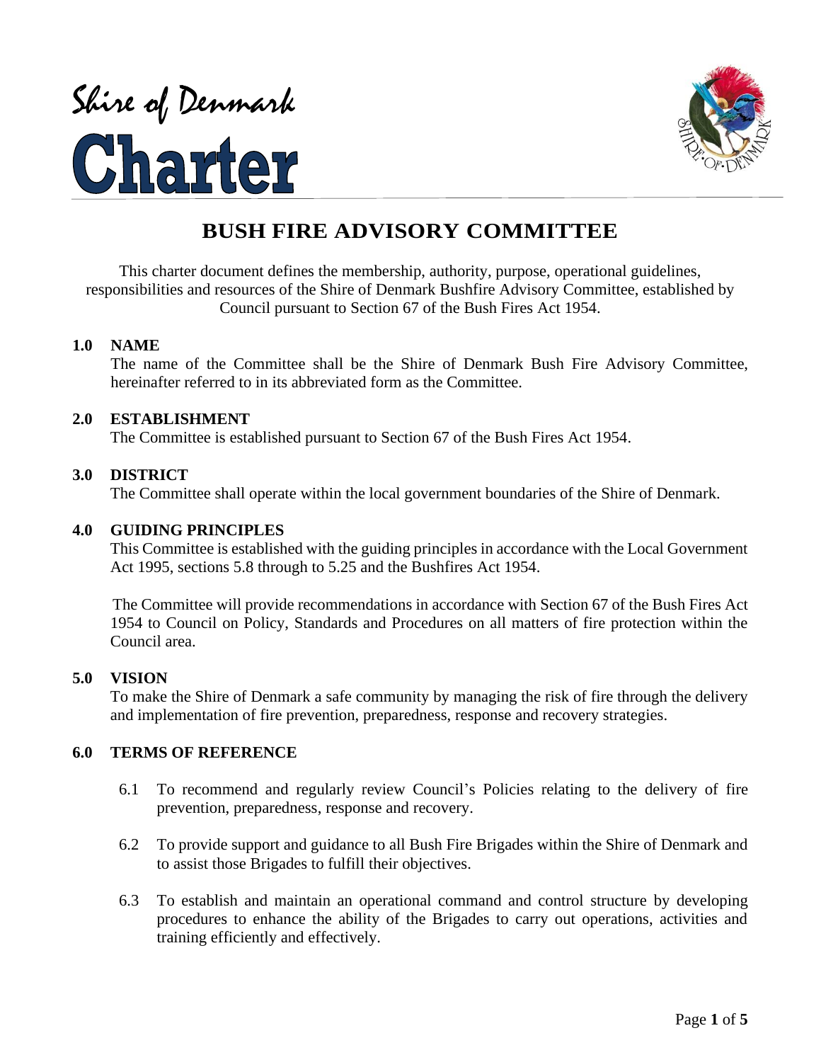Shire of Denmark

# Charter

## BUSH FIRE ADVISORY COMMITTEE

This charter document defines the membership, authority, purpose, operational guidelines, responsibilities and resources of the Shire of Denmark Bushfire Advisory Committee, established by Council pursuant to Section 67 of the Bush Fires Act 1954.

### 1.0 NAME

The name of the Committee shall be the Shire of Denmark Bush Fire Advisory Committee, hereinafter referred to in its abbreviated form as the Committee.

### 2.0 ESTABLISHMENT

The Committee is established pursuant to Section 67 of the Bush Fires Act 1954.

### 3.0 DISTRICT

The Committee shall operate within the local government boundaries of the Shire of Denmark.

### 4.0 GUIDING PRINCIPLES

This Committee is established with the guiding principles in accordance with the Local Government Act 1995, sections 5.8 through to 5.25 and the Bushfires Act 1954.

The Committee will provide recommendations in accordance with Section 67 of the Bush Fires Act 1954 to Council on Policy, Standards and Procedures on all matters of fire protection within the Council area.

### 5.0 VISION

To make the Shire of Denmark a safe community by managing the risk of fire through the delivery and implementation of fire prevention, preparedness, response and recovery strategies.

### 6.0 TERMS OF REFERENCE

6.1 To recommend and regularly review Council's Policies relating to the delivery of fire prevention, preparedness, response and recovery.

6.2 To provide support and guidance to all Bush Fire Brigades within the Shire of Denmark and to assist those Brigades to fulfill their objectives.

6.3 To establish and maintain an operational command and control structure by developing procedures to enhance the ability of the Brigades to carry out operations, activities and training efficiently and effectively.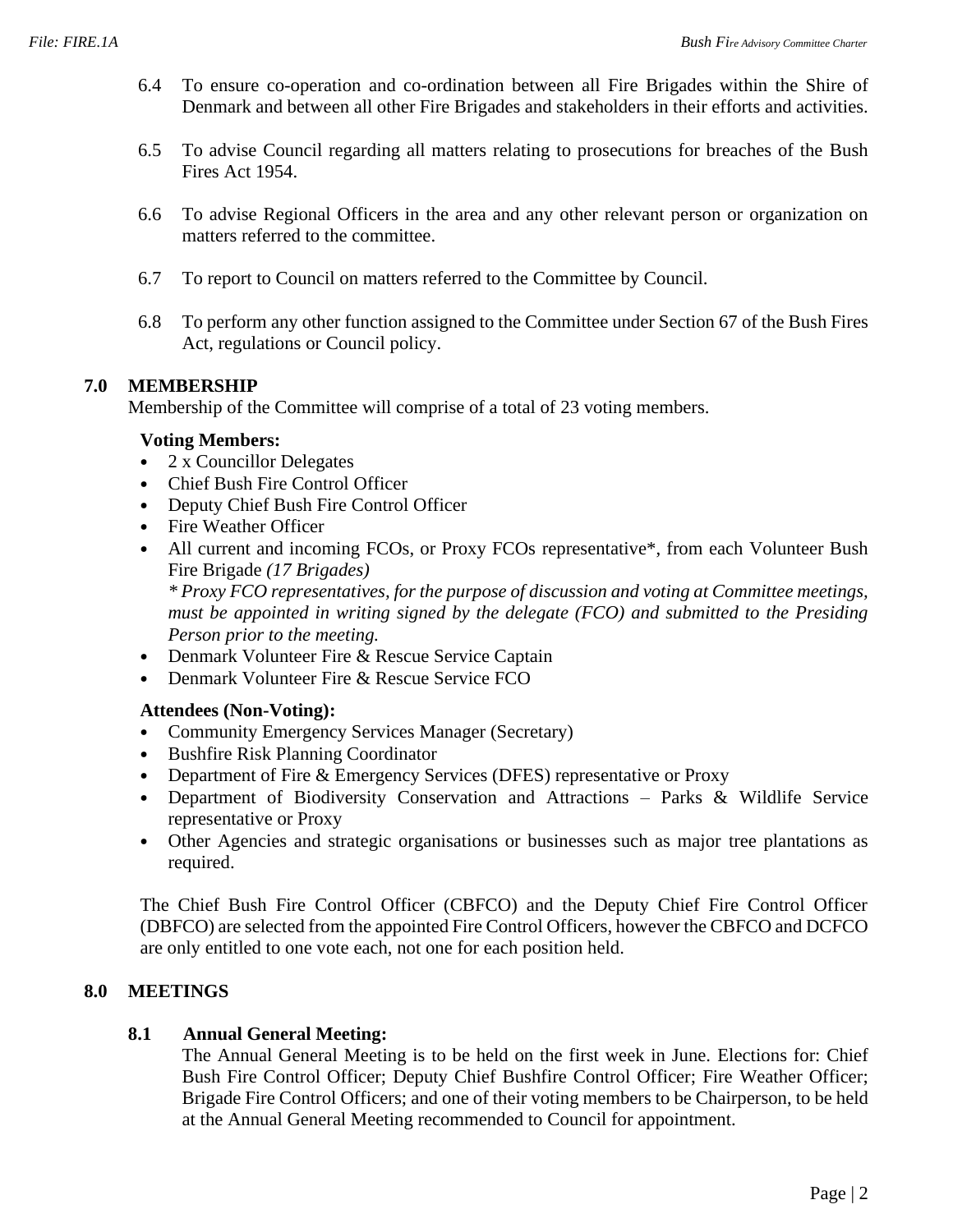6.4 To ensure co-operation and co-ordination between all Fire Brigades within the Shire of Denmark and between all other Fire Brigades and stakeholders in their efforts and activities.

6.5 To advise Council regarding all matters relating to prosecutions for breaches of the Bush Fires Act 1954.

6.6 To advise Regional Officers in the area and any other relevant person or organization on matters referred to the committee.

6.7 To report to Council on matters referred to the Committee by Council.

6.8 To perform any other function assigned to the Committee under Section 67 of the Bush Fires Act, regulations or Council policy.

## 7.0 MEMBERSHIP

Membership of the Committee will comprise of a total of 23 voting members.

**Voting Members:**

- 2 x Councillor Delegates
- Chief Bush Fire Control Officer
- Deputy Chief Bush Fire Control Officer
- Fire Weather Officer
- All current and incoming FCOs, or Proxy FCOs representative*, from each Volunteer Bush Fire Brigade *(17 Brigades)*

  *\* Proxy FCO representatives, for the purpose of discussion and voting at Committee meetings, must be appointed in writing signed by the delegate (FCO) and submitted to the Presiding Person prior to the meeting.*
- Denmark Volunteer Fire & Rescue Service Captain
- Denmark Volunteer Fire & Rescue Service FCO

**Attendees (Non-Voting):**

- Community Emergency Services Manager (Secretary)
- Bushfire Risk Planning Coordinator
- Department of Fire & Emergency Services (DFES) representative or Proxy
- Department of Biodiversity Conservation and Attractions – Parks & Wildlife Service representative or Proxy
- Other Agencies and strategic organisations or businesses such as major tree plantations as required.

The Chief Bush Fire Control Officer (CBFCO) and the Deputy Chief Fire Control Officer (DBFCO) are selected from the appointed Fire Control Officers, however the CBFCO and DCFCO are only entitled to one vote each, not one for each position held.

## 8.0 MEETINGS

### 8.1 Annual General Meeting:

The Annual General Meeting is to be held on the first week in June. Elections for: Chief Bush Fire Control Officer; Deputy Chief Bushfire Control Officer; Fire Weather Officer; Brigade Fire Control Officers; and one of their voting members to be Chairperson, to be held at the Annual General Meeting recommended to Council for appointment.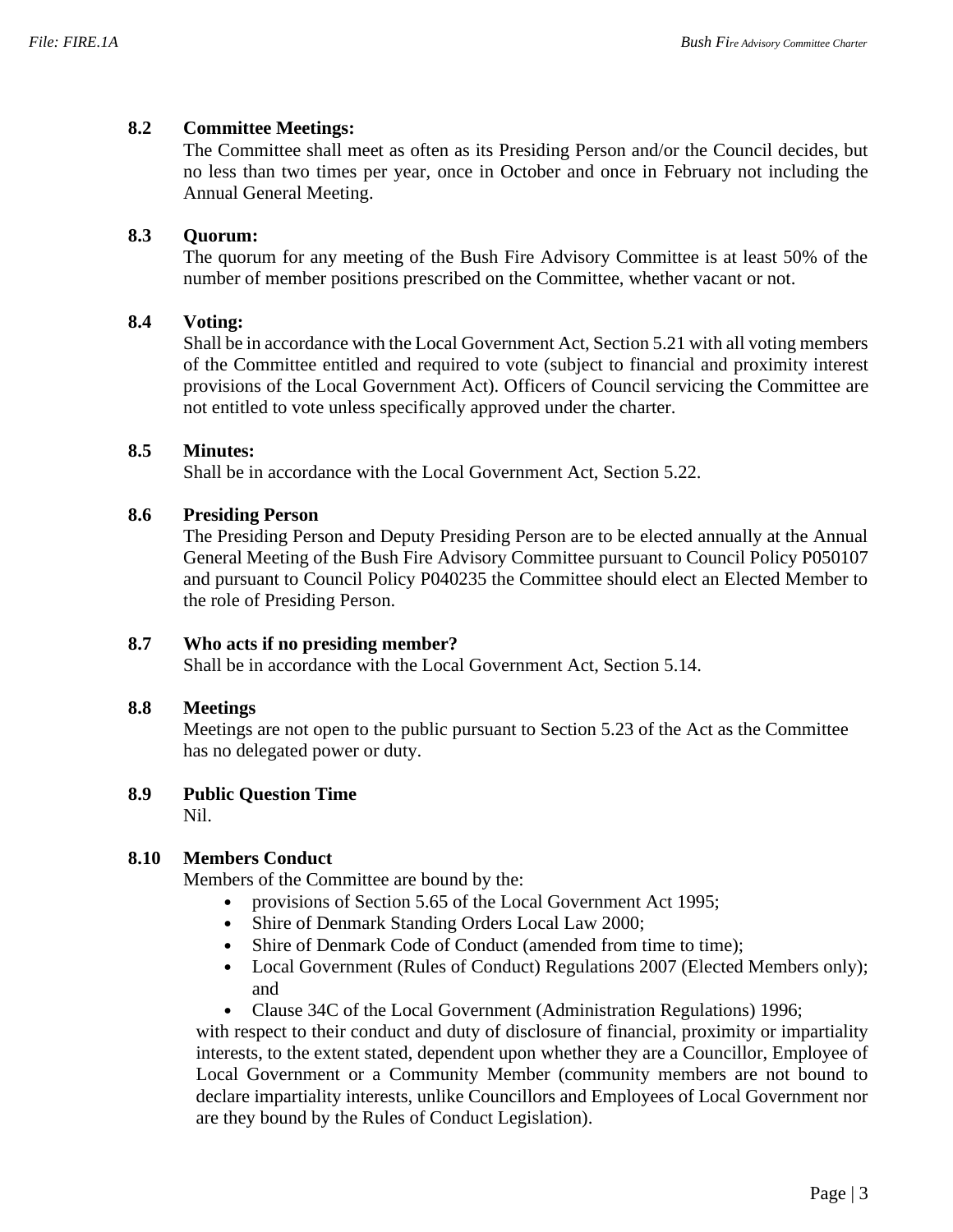### 8.2 Committee Meetings:

The Committee shall meet as often as its Presiding Person and/or the Council decides, but no less than two times per year, once in October and once in February not including the Annual General Meeting.

### 8.3 Quorum:

The quorum for any meeting of the Bush Fire Advisory Committee is at least 50% of the number of member positions prescribed on the Committee, whether vacant or not.

### 8.4 Voting:

Shall be in accordance with the Local Government Act, Section 5.21 with all voting members of the Committee entitled and required to vote (subject to financial and proximity interest provisions of the Local Government Act). Officers of Council servicing the Committee are not entitled to vote unless specifically approved under the charter.

### 8.5 Minutes:

Shall be in accordance with the Local Government Act, Section 5.22.

### 8.6 Presiding Person

The Presiding Person and Deputy Presiding Person are to be elected annually at the Annual General Meeting of the Bush Fire Advisory Committee pursuant to Council Policy P050107 and pursuant to Council Policy P040235 the Committee should elect an Elected Member to the role of Presiding Person.

### 8.7 Who acts if no presiding member?

Shall be in accordance with the Local Government Act, Section 5.14.

### 8.8 Meetings

Meetings are not open to the public pursuant to Section 5.23 of the Act as the Committee has no delegated power or duty.

### 8.9 Public Question Time

Nil.

### 8.10 Members Conduct

Members of the Committee are bound by the:

- provisions of Section 5.65 of the Local Government Act 1995;
- Shire of Denmark Standing Orders Local Law 2000;
- Shire of Denmark Code of Conduct (amended from time to time);
- Local Government (Rules of Conduct) Regulations 2007 (Elected Members only); and
- Clause 34C of the Local Government (Administration Regulations) 1996;

with respect to their conduct and duty of disclosure of financial, proximity or impartiality interests, to the extent stated, dependent upon whether they are a Councillor, Employee of Local Government or a Community Member (community members are not bound to declare impartiality interests, unlike Councillors and Employees of Local Government nor are they bound by the Rules of Conduct Legislation).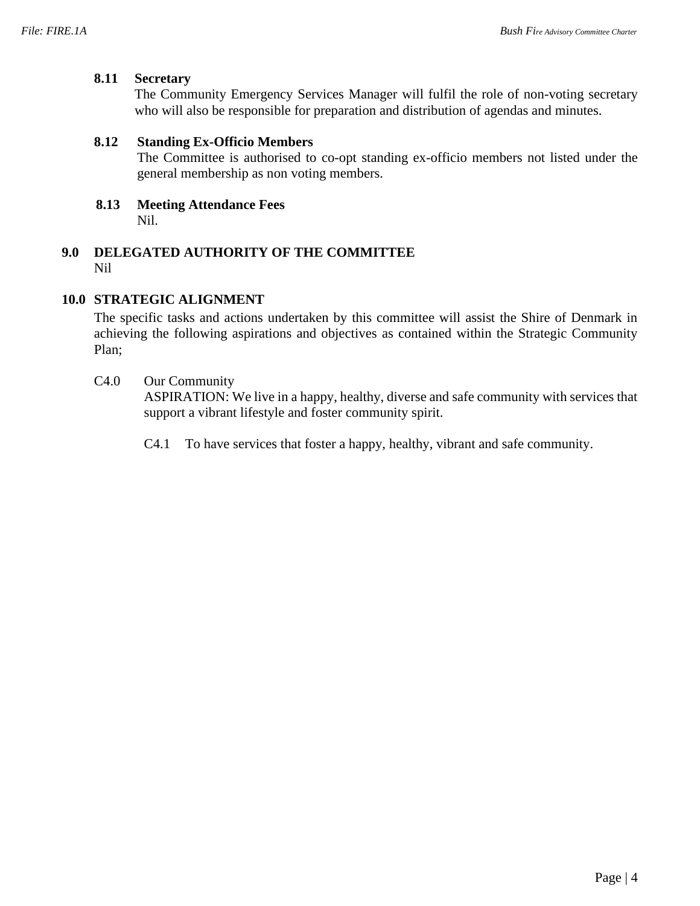### 8.11 Secretary

The Community Emergency Services Manager will fulfil the role of non-voting secretary who will also be responsible for preparation and distribution of agendas and minutes.

### 8.12 Standing Ex-Officio Members

The Committee is authorised to co-opt standing ex-officio members not listed under the general membership as non voting members.

### 8.13 Meeting Attendance Fees

Nil.

## 9.0 DELEGATED AUTHORITY OF THE COMMITTEE

Nil

## 10.0 STRATEGIC ALIGNMENT

The specific tasks and actions undertaken by this committee will assist the Shire of Denmark in achieving the following aspirations and objectives as contained within the Strategic Community Plan;

C4.0 Our Community
ASPIRATION: We live in a happy, healthy, diverse and safe community with services that support a vibrant lifestyle and foster community spirit.

C4.1 To have services that foster a happy, healthy, vibrant and safe community.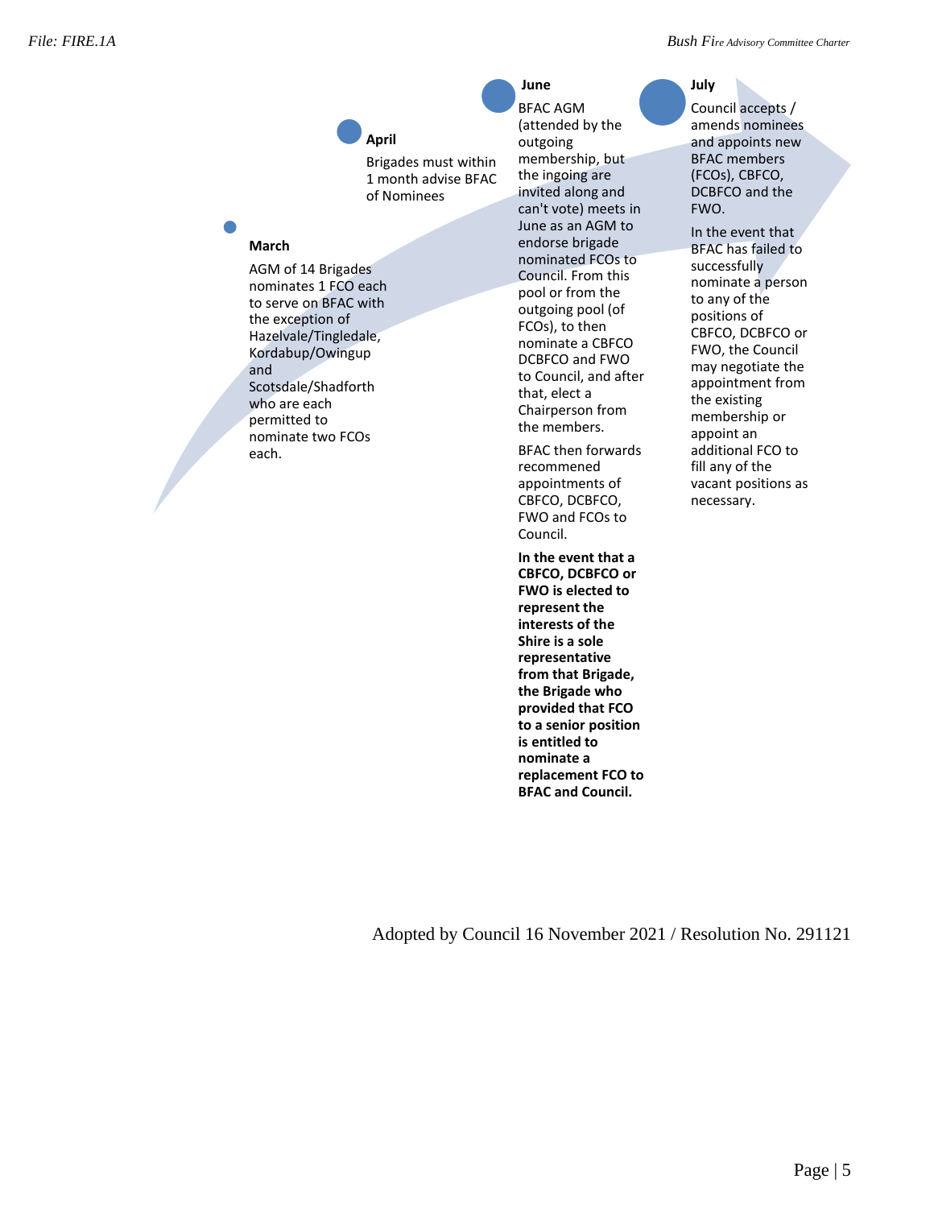**March**

AGM of 14 Brigades nominates 1 FCO each to serve on BFAC with the exception of Hazelvale/Tingledale, Kordabup/Owingup and Scotsdale/Shadforth who are each permitted to nominate two FCOs each.

**April**

Brigades must within 1 month advise BFAC of Nominees

**June**

BFAC AGM (attended by the outgoing membership, but the ingoing are invited along and can't vote) meets in June as an AGM to endorse brigade nominated FCOs to Council. From this pool or from the outgoing pool (of FCOs), to then nominate a CBFCO DCBFCO and FWO to Council, and after that, elect a Chairperson from the members.

BFAC then forwards recommened appointments of CBFCO, DCBFCO, FWO and FCOs to Council.

**In the event that a CBFCO, DCBFCO or FWO is elected to represent the interests of the Shire is a sole representative from that Brigade, the Brigade who provided that FCO to a senior position is entitled to nominate a replacement FCO to BFAC and Council.**

**July**

Council accepts / amends nominees and appoints new BFAC members (FCOs), CBFCO, DCBFCO and the FWO.

In the event that BFAC has failed to successfully nominate a person to any of the positions of CBFCO, DCBFCO or FWO, the Council may negotiate the appointment from the existing membership or appoint an additional FCO to fill any of the vacant positions as necessary.

Adopted by Council 16 November 2021 / Resolution No. 291121